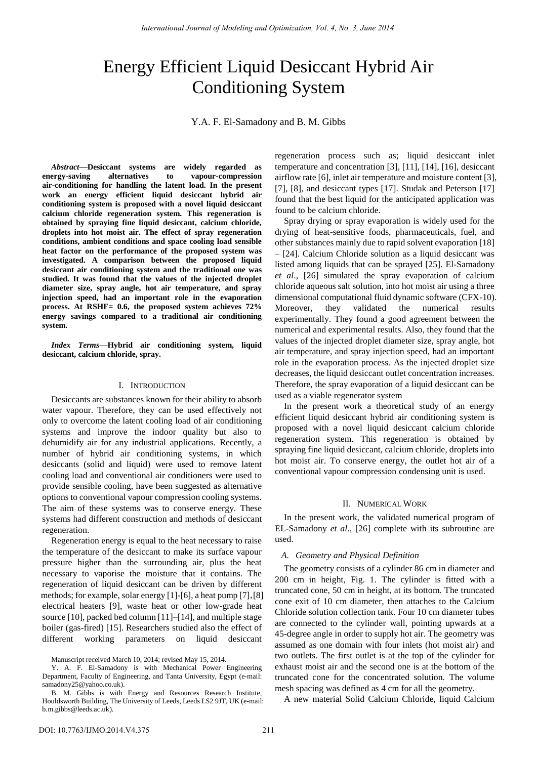# Energy Efficient Liquid Desiccant Hybrid Air Conditioning System

Y.A. F. El-Samadony and B. M. Gibbs

***Abstract*—Desiccant systems are widely regarded as energy-saving alternatives to vapour-compression air-conditioning for handling the latent load. In the present work an energy efficient liquid desiccant hybrid air conditioning system is proposed with a novel liquid desiccant calcium chloride regeneration system. This regeneration is obtained by spraying fine liquid desiccant, calcium chloride, droplets into hot moist air. The effect of spray regeneration conditions, ambient conditions and space cooling load sensible heat factor on the performance of the proposed system was investigated. A comparison between the proposed liquid desiccant air conditioning system and the traditional one was studied. It was found that the values of the injected droplet diameter size, spray angle, hot air temperature, and spray injection speed, had an important role in the evaporation process. At RSHF= 0.6, the proposed system achieves 72% energy savings compared to a traditional air conditioning system.**

***Index Terms*—Hybrid air conditioning system, liquid desiccant, calcium chloride, spray.**

## I. Introduction

Desiccants are substances known for their ability to absorb water vapour. Therefore, they can be used effectively not only to overcome the latent cooling load of air conditioning systems and improve the indoor quality but also to dehumidify air for any industrial applications. Recently, a number of hybrid air conditioning systems, in which desiccants (solid and liquid) were used to remove latent cooling load and conventional air conditioners were used to provide sensible cooling, have been suggested as alternative options to conventional vapour compression cooling systems. The aim of these systems was to conserve energy. These systems had different construction and methods of desiccant regeneration.

Regeneration energy is equal to the heat necessary to raise the temperature of the desiccant to make its surface vapour pressure higher than the surrounding air, plus the heat necessary to vaporise the moisture that it contains. The regeneration of liquid desiccant can be driven by different methods; for example, solar energy [1]-[6], a heat pump [7], [8] electrical heaters [9], waste heat or other low-grade heat source [10], packed bed column [11]–[14], and multiple stage boiler (gas-fired) [15]. Researchers studied also the effect of different working parameters on liquid desiccant regeneration process such as; liquid desiccant inlet temperature and concentration [3], [11], [14], [16], desiccant airflow rate [6], inlet air temperature and moisture content [3], [7], [8], and desiccant types [17]. Studak and Peterson [17] found that the best liquid for the anticipated application was found to be calcium chloride.

Spray drying or spray evaporation is widely used for the drying of heat-sensitive foods, pharmaceuticals, fuel, and other substances mainly due to rapid solvent evaporation [18] – [24]. Calcium Chloride solution as a liquid desiccant was listed among liquids that can be sprayed [25]. El-Samadony *et al*., [26] simulated the spray evaporation of calcium chloride aqueous salt solution, into hot moist air using a three dimensional computational fluid dynamic software (CFX-10). Moreover, they validated the numerical results experimentally. They found a good agreement between the numerical and experimental results. Also, they found that the values of the injected droplet diameter size, spray angle, hot air temperature, and spray injection speed, had an important role in the evaporation process. As the injected droplet size decreases, the liquid desiccant outlet concentration increases. Therefore, the spray evaporation of a liquid desiccant can be used as a viable regenerator system

In the present work a theoretical study of an energy efficient liquid desiccant hybrid air conditioning system is proposed with a novel liquid desiccant calcium chloride regeneration system. This regeneration is obtained by spraying fine liquid desiccant, calcium chloride, droplets into hot moist air. To conserve energy, the outlet hot air of a conventional vapour compression condensing unit is used.

## II. Numerical Work

In the present work, the validated numerical program of EL-Samadony *et al*., [26] complete with its subroutine are used.

### A. Geometry and Physical Definition

The geometry consists of a cylinder 86 cm in diameter and 200 cm in height, Fig. 1. The cylinder is fitted with a truncated cone, 50 cm in height, at its bottom. The truncated cone exit of 10 cm diameter, then attaches to the Calcium Chloride solution collection tank. Four 10 cm diameter tubes are connected to the cylinder wall, pointing upwards at a 45-degree angle in order to supply hot air. The geometry was assumed as one domain with four inlets (hot moist air) and two outlets. The first outlet is at the top of the cylinder for exhaust moist air and the second one is at the bottom of the truncated cone for the concentrated solution. The volume mesh spacing was defined as 4 cm for all the geometry.

A new material Solid Calcium Chloride, liquid Calcium

Manuscript received March 10, 2014; revised May 15, 2014.

Y. A. F. El-Samadony is with Mechanical Power Engineering Department, Faculty of Engineering, and Tanta University, Egypt (e-mail: samadony25@yahoo.co.uk).

B. M. Gibbs is with Energy and Resources Research Institute, Houldsworth Building, The University of Leeds, Leeds LS2 9JT, UK (e-mail: b.m.gibbs@leeds.ac.uk).

DOI: 10.7763/IJMO.2014.V4.375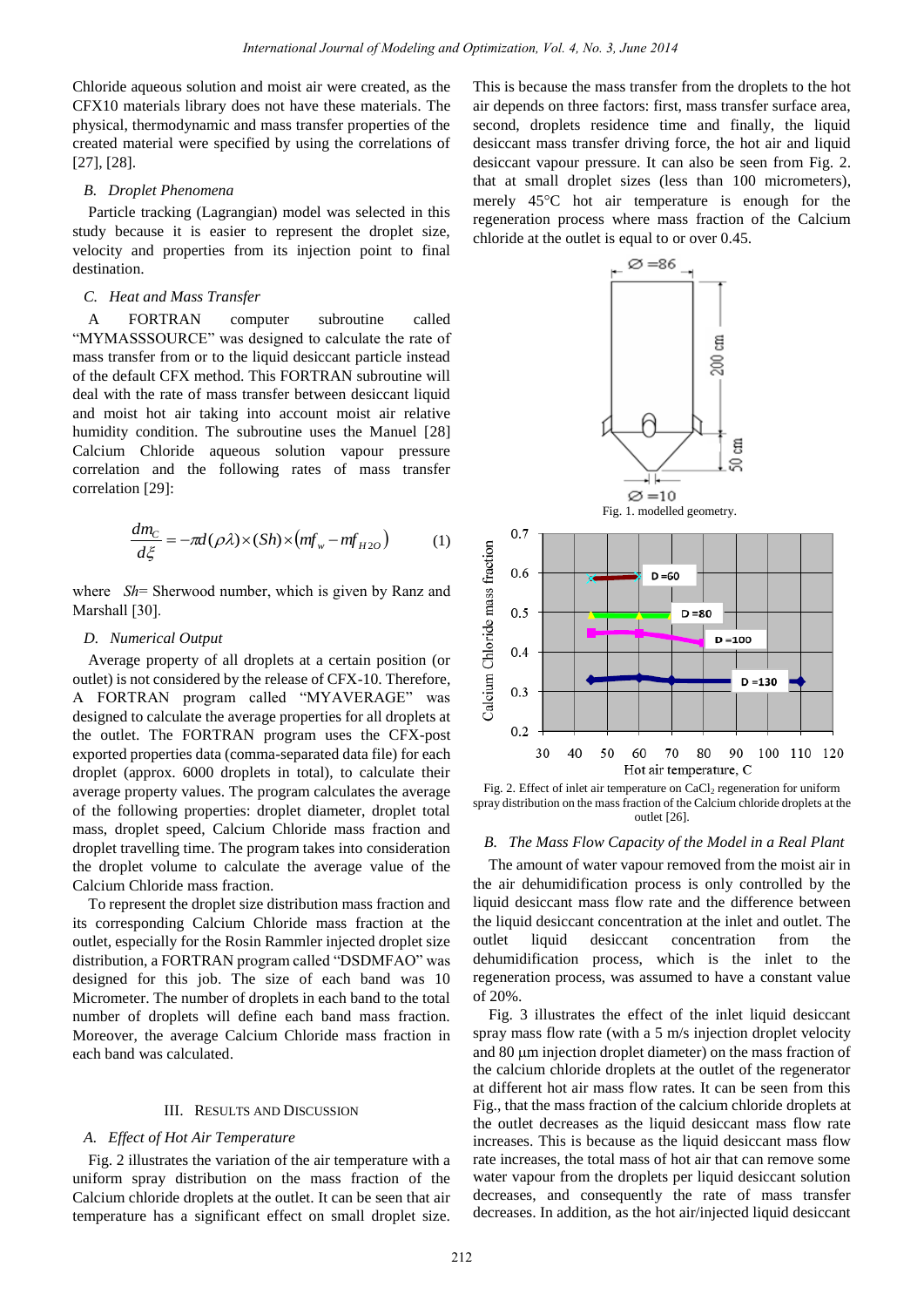Chloride aqueous solution and moist air were created, as the CFX10 materials library does not have these materials. The physical, thermodynamic and mass transfer properties of the created material were specified by using the correlations of [27], [28].

### B. Droplet Phenomena

Particle tracking (Lagrangian) model was selected in this study because it is easier to represent the droplet size, velocity and properties from its injection point to final destination.

### C. Heat and Mass Transfer

A FORTRAN computer subroutine called "MYMASSSOURCE" was designed to calculate the rate of mass transfer from or to the liquid desiccant particle instead of the default CFX method. This FORTRAN subroutine will deal with the rate of mass transfer between desiccant liquid and moist hot air taking into account moist air relative humidity condition. The subroutine uses the Manuel [28] Calcium Chloride aqueous solution vapour pressure correlation and the following rates of mass transfer correlation [29]:

$$\frac{dm_C}{d\xi} = -\pi d(\rho\lambda)\times(Sh)\times\left(mf_w - mf_{H2O}\right) \tag{1}$$

where $Sh$= Sherwood number, which is given by Ranz and Marshall [30].

### D. Numerical Output

Average property of all droplets at a certain position (or outlet) is not considered by the release of CFX-10. Therefore, A FORTRAN program called "MYAVERAGE" was designed to calculate the average properties for all droplets at the outlet. The FORTRAN program uses the CFX-post exported properties data (comma-separated data file) for each droplet (approx. 6000 droplets in total), to calculate their average property values. The program calculates the average of the following properties: droplet diameter, droplet total mass, droplet speed, Calcium Chloride mass fraction and droplet travelling time. The program takes into consideration the droplet volume to calculate the average value of the Calcium Chloride mass fraction.

To represent the droplet size distribution mass fraction and its corresponding Calcium Chloride mass fraction at the outlet, especially for the Rosin Rammler injected droplet size distribution, a FORTRAN program called "DSDMFAO" was designed for this job. The size of each band was 10 Micrometer. The number of droplets in each band to the total number of droplets will define each band mass fraction. Moreover, the average Calcium Chloride mass fraction in each band was calculated.

## III. Results and Discussion

### A. Effect of Hot Air Temperature

Fig. 2 illustrates the variation of the air temperature with a uniform spray distribution on the mass fraction of the Calcium chloride droplets at the outlet. It can be seen that air temperature has a significant effect on small droplet size. This is because the mass transfer from the droplets to the hot air depends on three factors: first, mass transfer surface area, second, droplets residence time and finally, the liquid desiccant mass transfer driving force, the hot air and liquid desiccant vapour pressure. It can also be seen from Fig. 2. that at small droplet sizes (less than 100 micrometers), merely 45°C hot air temperature is enough for the regeneration process where mass fraction of the Calcium chloride at the outlet is equal to or over 0.45.

Fig. 1. modelled geometry.

Fig. 2. Effect of inlet air temperature on $CaCl_2$ regeneration for uniform spray distribution on the mass fraction of the Calcium chloride droplets at the outlet [26].

### B. The Mass Flow Capacity of the Model in a Real Plant

The amount of water vapour removed from the moist air in the air dehumidification process is only controlled by the liquid desiccant mass flow rate and the difference between the liquid desiccant concentration at the inlet and outlet. The outlet liquid desiccant concentration from the dehumidification process, which is the inlet to the regeneration process, was assumed to have a constant value of 20%.

Fig. 3 illustrates the effect of the inlet liquid desiccant spray mass flow rate (with a 5 m/s injection droplet velocity and 80 μm injection droplet diameter) on the mass fraction of the calcium chloride droplets at the outlet of the regenerator at different hot air mass flow rates. It can be seen from this Fig., that the mass fraction of the calcium chloride droplets at the outlet decreases as the liquid desiccant mass flow rate increases. This is because as the liquid desiccant mass flow rate increases, the total mass of hot air that can remove some water vapour from the droplets per liquid desiccant solution decreases, and consequently the rate of mass transfer decreases. In addition, as the hot air/injected liquid desiccant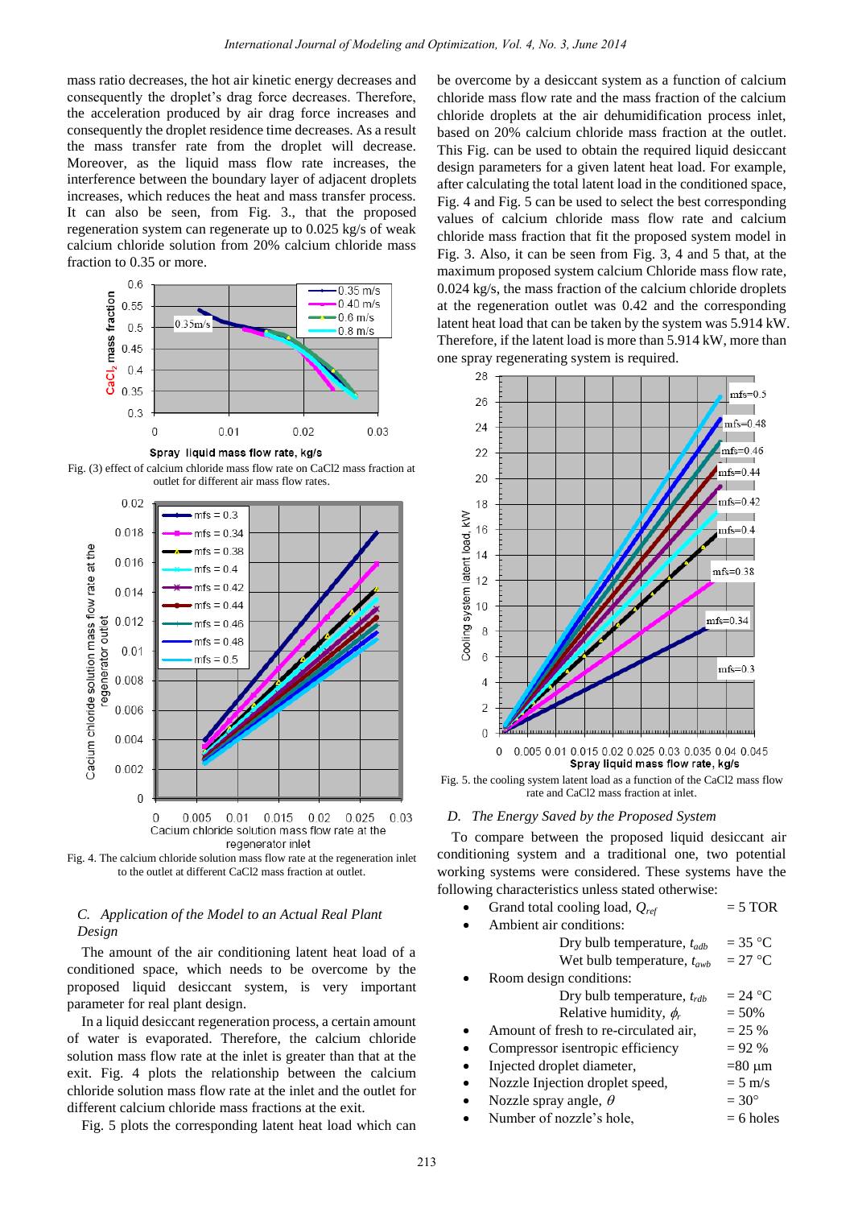mass ratio decreases, the hot air kinetic energy decreases and consequently the droplet's drag force decreases. Therefore, the acceleration produced by air drag force increases and consequently the droplet residence time decreases. As a result the mass transfer rate from the droplet will decrease. Moreover, as the liquid mass flow rate increases, the interference between the boundary layer of adjacent droplets increases, which reduces the heat and mass transfer process. It can also be seen, from Fig. 3., that the proposed regeneration system can regenerate up to 0.025 kg/s of weak calcium chloride solution from 20% calcium chloride mass fraction to 0.35 or more.

Fig. (3) effect of calcium chloride mass flow rate on CaCl2 mass fraction at outlet for different air mass flow rates.

Fig. 4. The calcium chloride solution mass flow rate at the regeneration inlet to the outlet at different CaCl2 mass fraction at outlet.

### C. *Application of the Model to an Actual Real Plant Design*

The amount of the air conditioning latent heat load of a conditioned space, which needs to be overcome by the proposed liquid desiccant system, is very important parameter for real plant design.

In a liquid desiccant regeneration process, a certain amount of water is evaporated. Therefore, the calcium chloride solution mass flow rate at the inlet is greater than that at the exit. Fig. 4 plots the relationship between the calcium chloride solution mass flow rate at the inlet and the outlet for different calcium chloride mass fractions at the exit.

Fig. 5 plots the corresponding latent heat load which can be overcome by a desiccant system as a function of calcium chloride mass flow rate and the mass fraction of the calcium chloride droplets at the air dehumidification process inlet, based on 20% calcium chloride mass fraction at the outlet. This Fig. can be used to obtain the required liquid desiccant design parameters for a given latent heat load. For example, after calculating the total latent load in the conditioned space, Fig. 4 and Fig. 5 can be used to select the best corresponding values of calcium chloride mass flow rate and calcium chloride mass fraction that fit the proposed system model in Fig. 3. Also, it can be seen from Fig. 3, 4 and 5 that, at the maximum proposed system calcium Chloride mass flow rate, 0.024 kg/s, the mass fraction of the calcium chloride droplets at the regeneration outlet was 0.42 and the corresponding latent heat load that can be taken by the system was 5.914 kW. Therefore, if the latent load is more than 5.914 kW, more than one spray regenerating system is required.

Fig. 5. the cooling system latent load as a function of the CaCl2 mass flow rate and CaCl2 mass fraction at inlet.

### D. *The Energy Saved by the Proposed System*

To compare between the proposed liquid desiccant air conditioning system and a traditional one, two potential working systems were considered. These systems have the following characteristics unless stated otherwise:

- Grand total cooling load, $Q_{ref}$ = 5 TOR
- Ambient air conditions:
  - Dry bulb temperature, $t_{adb}$ = 35 °C
  - Wet bulb temperature, $t_{awb}$ = 27 °C
- Room design conditions:
  - Dry bulb temperature, $t_{rdb}$ = 24 °C
  - Relative humidity, $\phi_r$ = 50%
- Amount of fresh to re-circulated air, = 25 %
- Compressor isentropic efficiency = 92 %
- Injected droplet diameter, =80 µm
- Nozzle Injection droplet speed, = 5 m/s
- Nozzle spray angle, $\theta$ = 30°
- Number of nozzle's hole, = 6 holes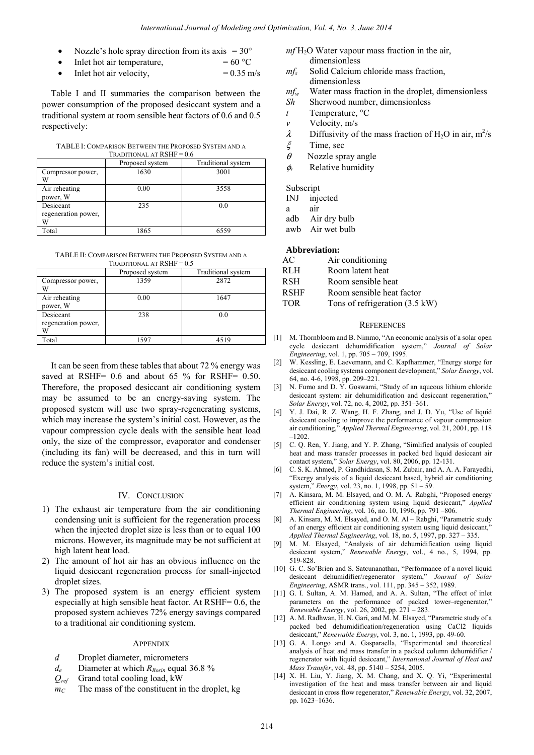- Nozzle's hole spray direction from its axis = 30°
- Inlet hot air temperature, = 60 °C
- Inlet hot air velocity, = 0.35 m/s

Table I and II summaries the comparison between the power consumption of the proposed desiccant system and a traditional system at room sensible heat factors of 0.6 and 0.5 respectively:

TABLE I: COMPARISON BETWEEN THE PROPOSED SYSTEM AND A TRADITIONAL AT RSHF = 0.6

| | Proposed system | Traditional system |
|---|---|---|
| Compressor power, W | 1630 | 3001 |
| Air reheating power, W | 0.00 | 3558 |
| Desiccant regeneration power, W | 235 | 0.0 |
| Total | 1865 | 6559 |

TABLE II: COMPARISON BETWEEN THE PROPOSED SYSTEM AND A TRADITIONAL AT RSHF = 0.5

| | Proposed system | Traditional system |
|---|---|---|
| Compressor power, W | 1359 | 2872 |
| Air reheating power, W | 0.00 | 1647 |
| Desiccant regeneration power, W | 238 | 0.0 |
| Total | 1597 | 4519 |

It can be seen from these tables that about 72 % energy was saved at RSHF= 0.6 and about 65 % for RSHF= 0.50. Therefore, the proposed desiccant air conditioning system may be assumed to be an energy-saving system. The proposed system will use two spray-regenerating systems, which may increase the system's initial cost. However, as the vapour compression cycle deals with the sensible heat load only, the size of the compressor, evaporator and condenser (including its fan) will be decreased, and this in turn will reduce the system's initial cost.

## IV. CONCLUSION

1) The exhaust air temperature from the air conditioning condensing unit is sufficient for the regeneration process when the injected droplet size is less than or to equal 100 microns. However, its magnitude may be not sufficient at high latent heat load.
2) The amount of hot air has an obvious influence on the liquid desiccant regeneration process for small-injected droplet sizes.
3) The proposed system is an energy efficient system especially at high sensible heat factor. At RSHF= 0.6, the proposed system achieves 72% energy savings compared to a traditional air conditioning system.

## APPENDIX

- $d$ Droplet diameter, micrometers
- $d_e$ Diameter at which $R_{Rosin}$ equal 36.8 %
- $Q_{ref}$ Grand total cooling load, kW
- $m_C$ The mass of the constituent in the droplet, kg
- $mf\,H_2O$ Water vapour mass fraction in the air, dimensionless
- $mf_s$ Solid Calcium chloride mass fraction, dimensionless
- $mf_w$ Water mass fraction in the droplet, dimensionless
- $Sh$ Sherwood number, dimensionless
- $t$ Temperature, °C
- $v$ Velocity, m/s
- $\lambda$ Diffusivity of the mass fraction of $H_2O$ in air, $m^2/s$
- $\xi$ Time, sec
- $\theta$ Nozzle spray angle
- $\phi_r$ Relative humidity

Subscript

- INJ injected
- a air
- adb Air dry bulb
- awb Air wet bulb

**Abbreviation:**

- AC Air conditioning
- RLH Room latent heat
- RSH Room sensible heat
- RSHF Room sensible heat factor
- TOR Tons of refrigeration (3.5 kW)

## REFERENCES

[1] M. Thornbloom and B. Nimmo, "An economic analysis of a solar open cycle desiccant dehumidification system," *Journal of Solar Engineering*, vol. 1, pp. 705 – 709, 1995.

[2] W. Kessling, E. Laevemann, and C. Kapfhammer, "Energy storge for desiccant cooling systems component development," *Solar Energy*, vol. 64, no. 4-6, 1998, pp. 209–221.

[3] N. Fumo and D. Y. Goswami, "Study of an aqueous lithium chloride desiccant system: air dehumidification and desiccant regeneration," *Solar Energy*, vol. 72, no. 4, 2002, pp. 351–361.

[4] Y. J. Dai, R. Z. Wang, H. F. Zhang, and J. D. Yu, "Use of liquid desiccant cooling to improve the performance of vapour compression air conditioning," *Applied Thermal Engineering*, vol. 21, 2001, pp. 118 –1202.

[5] C. Q. Ren, Y. Jiang, and Y. P. Zhang, "Simlified analysis of coupled heat and mass transfer processes in packed bed liquid desiccant air contact system," *Solar Energy*, vol. 80, 2006, pp. 12-131.

[6] C. S. K. Ahmed, P. Gandhidasan, S. M. Zubair, and A. A. A. Farayedhi, "Exergy analysis of a liquid desiccant based, hybrid air conditioning system," *Energy*, vol. 23, no. 1, 1998, pp. 51 – 59.

[7] A. Kinsara, M. M. Elsayed, and O. M. A. Rabghi, "Proposed energy efficient air conditioning system using liquid desiccant," *Applied Thermal Engineering*, vol. 16, no. 10, 1996, pp. 791 –806.

[8] A. Kinsara, M. M. Elsayed, and O. M. Al – Rabghi, "Parametric study of an energy efficient air conditioning system using liquid desiccant," *Applied Thermal Engineering*, vol. 18, no. 5, 1997, pp. 327 – 335.

[9] M. M. Elsayed, "Analysis of air dehumidification using liquid desiccant system," *Renewable Energy*, vol., 4 no., 5, 1994, pp. 519-828.

[10] G. C. So'Brien and S. Satcunanathan, "Performance of a novel liquid desiccant dehumidifier/regenerator system," *Journal of Solar Engineering*, ASMR trans., vol. 111, pp. 345 – 352, 1989.

[11] G. I. Sultan, A. M. Hamed, and A. A. Sultan, "The effect of inlet parameters on the performance of packed tower–regenerator," *Renewable Energy*, vol. 26, 2002, pp. 271 – 283.

[12] A. M. Radhwan, H. N. Gari, and M. M. Elsayed, "Parametric study of a packed bed dehumidification/regeneration using CaCl2 liquids desiccant," *Renewable Energy*, vol. 3, no. 1, 1993, pp. 49-60.

[13] G. A. Longo and A. Gasparaella, "Experimental and theoretical analysis of heat and mass transfer in a packed column dehumidifier / regenerator with liquid desiccant," *International Journal of Heat and Mass Transfer*, vol. 48, pp. 5140 – 5254, 2005.

[14] X. H. Liu, Y. Jiang, X. M. Chang, and X. Q. Yi, "Experimental investigation of the heat and mass transfer between air and liquid desiccant in cross flow regenerator," *Renewable Energy*, vol. 32, 2007, pp. 1623–1636.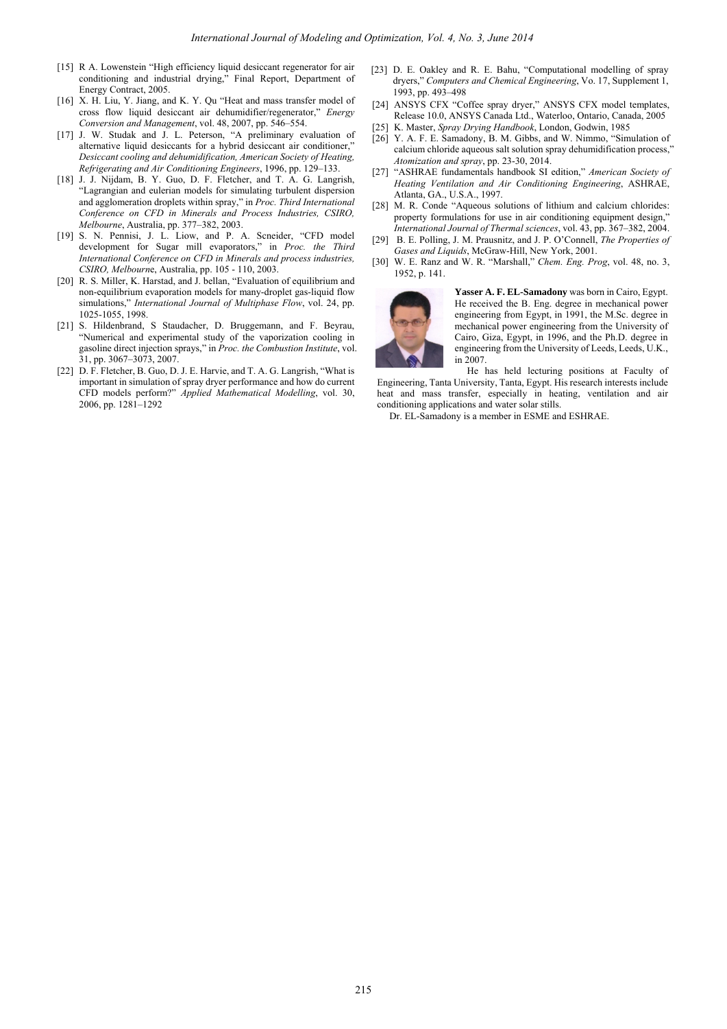[15] R A. Lowenstein "High efficiency liquid desiccant regenerator for air conditioning and industrial drying," Final Report, Department of Energy Contract, 2005.

[16] X. H. Liu, Y. Jiang, and K. Y. Qu "Heat and mass transfer model of cross flow liquid desiccant air dehumidifier/regenerator," *Energy Conversion and Management*, vol. 48, 2007, pp. 546–554.

[17] J. W. Studak and J. L. Peterson, "A preliminary evaluation of alternative liquid desiccants for a hybrid desiccant air conditioner," *Desiccant cooling and dehumidification, American Society of Heating, Refrigerating and Air Conditioning Engineers*, 1996, pp. 129–133.

[18] J. J. Nijdam, B. Y. Guo, D. F. Fletcher, and T. A. G. Langrish, "Lagrangian and eulerian models for simulating turbulent dispersion and agglomeration droplets within spray," in *Proc. Third International Conference on CFD in Minerals and Process Industries, CSIRO, Melbourne*, Australia, pp. 377–382, 2003.

[19] S. N. Pennisi, J. L. Liow, and P. A. Scneider, "CFD model development for Sugar mill evaporators," in *Proc. the Third International Conference on CFD in Minerals and process industries, CSIRO, Melbourn*e, Australia, pp. 105 - 110, 2003.

[20] R. S. Miller, K. Harstad, and J. bellan, "Evaluation of equilibrium and non-equilibrium evaporation models for many-droplet gas-liquid flow simulations," *International Journal of Multiphase Flow*, vol. 24, pp. 1025-1055, 1998.

[21] S. Hildenbrand, S Staudacher, D. Bruggemann, and F. Beyrau, "Numerical and experimental study of the vaporization cooling in gasoline direct injection sprays," in *Proc. the Combustion Institute*, vol. 31, pp. 3067–3073, 2007.

[22] D. F. Fletcher, B. Guo, D. J. E. Harvie, and T. A. G. Langrish, "What is important in simulation of spray dryer performance and how do current CFD models perform?" *Applied Mathematical Modelling*, vol. 30, 2006, pp. 1281–1292

[23] D. E. Oakley and R. E. Bahu, "Computational modelling of spray dryers," *Computers and Chemical Engineering*, Vo. 17, Supplement 1, 1993, pp. 493–498

[24] ANSYS CFX "Coffee spray dryer," ANSYS CFX model templates, Release 10.0, ANSYS Canada Ltd., Waterloo, Ontario, Canada, 2005

[25] K. Master, *Spray Drying Handbook*, London, Godwin, 1985

[26] Y. A. F. E. Samadony, B. M. Gibbs, and W. Nimmo, "Simulation of calcium chloride aqueous salt solution spray dehumidification process," *Atomization and spray*, pp. 23-30, 2014.

[27] "ASHRAE fundamentals handbook SI edition," *American Society of Heating Ventilation and Air Conditioning Engineering*, ASHRAE, Atlanta, GA., U.S.A., 1997.

[28] M. R. Conde "Aqueous solutions of lithium and calcium chlorides: property formulations for use in air conditioning equipment design," *International Journal of Thermal sciences*, vol. 43, pp. 367–382, 2004.

[29] B. E. Polling, J. M. Prausnitz, and J. P. O'Connell, *The Properties of Gases and Liquids*, McGraw-Hill, New York, 2001.

[30] W. E. Ranz and W. R. "Marshall," *Chem. Eng. Prog*, vol. 48, no. 3, 1952, p. 141.

**Yasser A. F. EL-Samadony** was born in Cairo, Egypt. He received the B. Eng. degree in mechanical power engineering from Egypt, in 1991, the M.Sc. degree in mechanical power engineering from the University of Cairo, Giza, Egypt, in 1996, and the Ph.D. degree in engineering from the University of Leeds, Leeds, U.K., in 2007.

He has held lecturing positions at Faculty of Engineering, Tanta University, Tanta, Egypt. His research interests include heat and mass transfer, especially in heating, ventilation and air conditioning applications and water solar stills.

Dr. EL-Samadony is a member in ESME and ESHRAE.